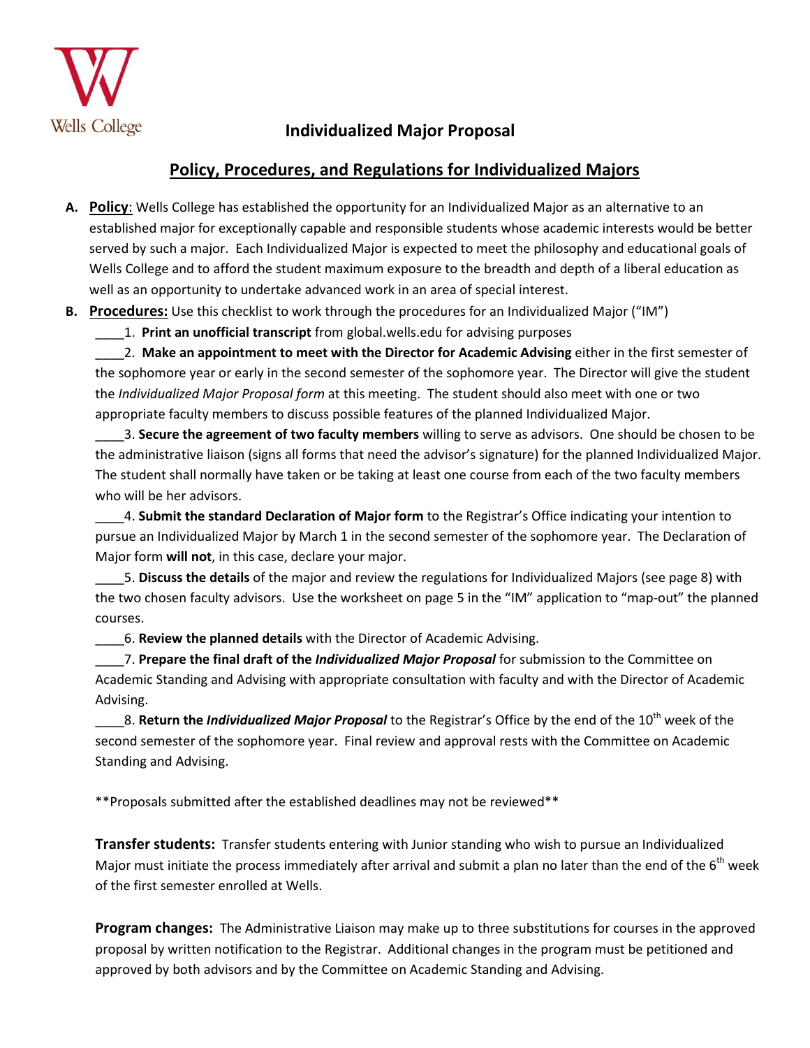Wells College

# Individualized Major Proposal

## Policy, Procedures, and Regulations for Individualized Majors

**A. Policy**: Wells College has established the opportunity for an Individualized Major as an alternative to an established major for exceptionally capable and responsible students whose academic interests would be better served by such a major. Each Individualized Major is expected to meet the philosophy and educational goals of Wells College and to afford the student maximum exposure to the breadth and depth of a liberal education as well as an opportunity to undertake advanced work in an area of special interest.

**B. Procedures:** Use this checklist to work through the procedures for an Individualized Major ("IM")

____1. **Print an unofficial transcript** from global.wells.edu for advising purposes

____2. **Make an appointment to meet with the Director for Academic Advising** either in the first semester of the sophomore year or early in the second semester of the sophomore year. The Director will give the student the *Individualized Major Proposal form* at this meeting. The student should also meet with one or two appropriate faculty members to discuss possible features of the planned Individualized Major.

____3. **Secure the agreement of two faculty members** willing to serve as advisors. One should be chosen to be the administrative liaison (signs all forms that need the advisor's signature) for the planned Individualized Major. The student shall normally have taken or be taking at least one course from each of the two faculty members who will be her advisors.

____4. **Submit the standard Declaration of Major form** to the Registrar's Office indicating your intention to pursue an Individualized Major by March 1 in the second semester of the sophomore year. The Declaration of Major form **will not**, in this case, declare your major.

____5. **Discuss the details** of the major and review the regulations for Individualized Majors (see page 8) with the two chosen faculty advisors. Use the worksheet on page 5 in the "IM" application to "map-out" the planned courses.

____6. **Review the planned details** with the Director of Academic Advising.

____7. **Prepare the final draft of the *Individualized Major Proposal*** for submission to the Committee on Academic Standing and Advising with appropriate consultation with faculty and with the Director of Academic Advising.

____8. **Return the *Individualized Major Proposal*** to the Registrar's Office by the end of the 10th week of the second semester of the sophomore year. Final review and approval rests with the Committee on Academic Standing and Advising.

**Proposals submitted after the established deadlines may not be reviewed**

**Transfer students:** Transfer students entering with Junior standing who wish to pursue an Individualized Major must initiate the process immediately after arrival and submit a plan no later than the end of the 6th week of the first semester enrolled at Wells.

**Program changes:** The Administrative Liaison may make up to three substitutions for courses in the approved proposal by written notification to the Registrar. Additional changes in the program must be petitioned and approved by both advisors and by the Committee on Academic Standing and Advising.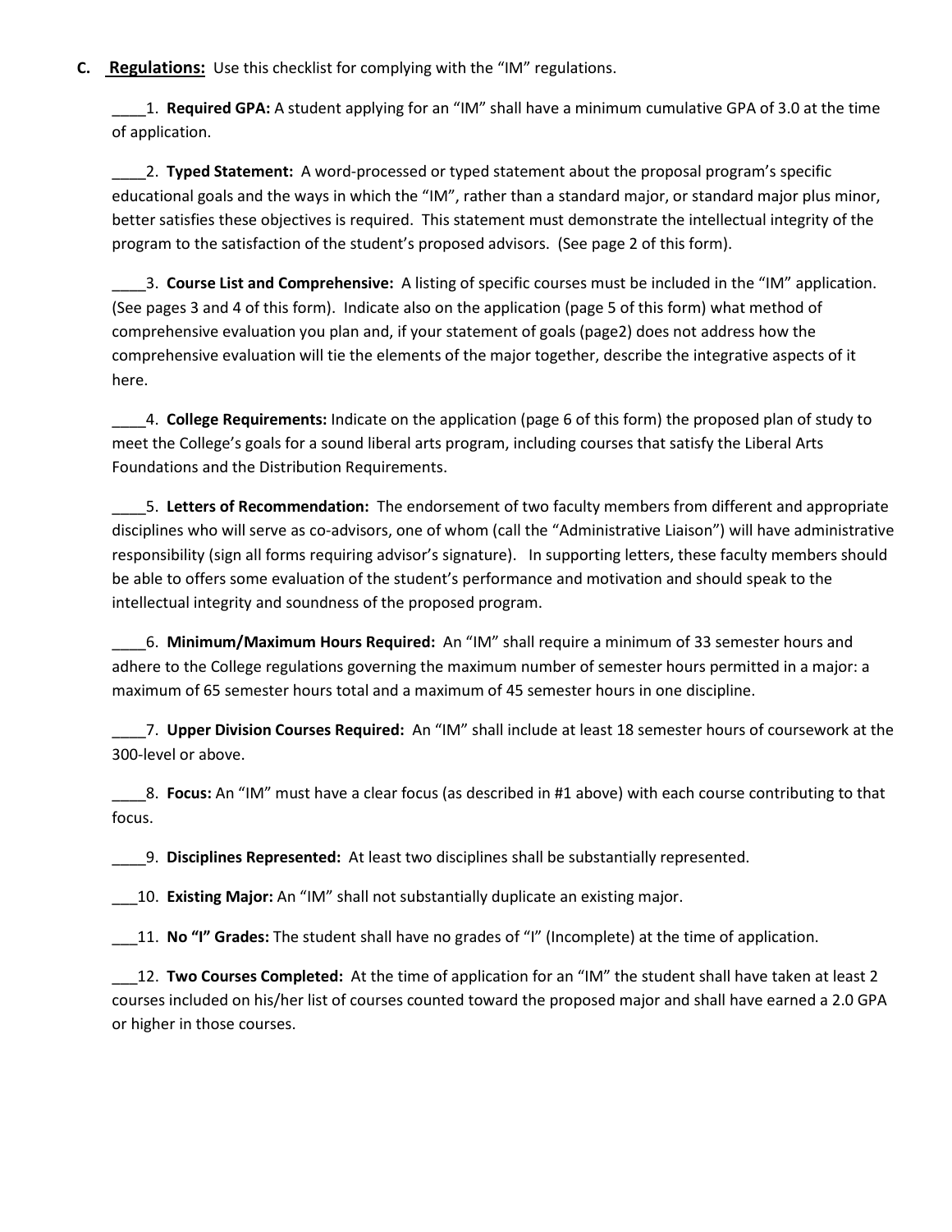**C. Regulations:** Use this checklist for complying with the "IM" regulations.

____1. **Required GPA:** A student applying for an "IM" shall have a minimum cumulative GPA of 3.0 at the time of application.

____2. **Typed Statement:** A word-processed or typed statement about the proposal program's specific educational goals and the ways in which the "IM", rather than a standard major, or standard major plus minor, better satisfies these objectives is required. This statement must demonstrate the intellectual integrity of the program to the satisfaction of the student's proposed advisors. (See page 2 of this form).

____3. **Course List and Comprehensive:** A listing of specific courses must be included in the "IM" application. (See pages 3 and 4 of this form). Indicate also on the application (page 5 of this form) what method of comprehensive evaluation you plan and, if your statement of goals (page2) does not address how the comprehensive evaluation will tie the elements of the major together, describe the integrative aspects of it here.

____4. **College Requirements:** Indicate on the application (page 6 of this form) the proposed plan of study to meet the College's goals for a sound liberal arts program, including courses that satisfy the Liberal Arts Foundations and the Distribution Requirements.

____5. **Letters of Recommendation:** The endorsement of two faculty members from different and appropriate disciplines who will serve as co-advisors, one of whom (call the "Administrative Liaison") will have administrative responsibility (sign all forms requiring advisor's signature). In supporting letters, these faculty members should be able to offers some evaluation of the student's performance and motivation and should speak to the intellectual integrity and soundness of the proposed program.

____6. **Minimum/Maximum Hours Required:** An "IM" shall require a minimum of 33 semester hours and adhere to the College regulations governing the maximum number of semester hours permitted in a major: a maximum of 65 semester hours total and a maximum of 45 semester hours in one discipline.

____7. **Upper Division Courses Required:** An "IM" shall include at least 18 semester hours of coursework at the 300-level or above.

____8. **Focus:** An "IM" must have a clear focus (as described in #1 above) with each course contributing to that focus.

____9. **Disciplines Represented:** At least two disciplines shall be substantially represented.

___10. **Existing Major:** An "IM" shall not substantially duplicate an existing major.

___11. **No "I" Grades:** The student shall have no grades of "I" (Incomplete) at the time of application.

___12. **Two Courses Completed:** At the time of application for an "IM" the student shall have taken at least 2 courses included on his/her list of courses counted toward the proposed major and shall have earned a 2.0 GPA or higher in those courses.